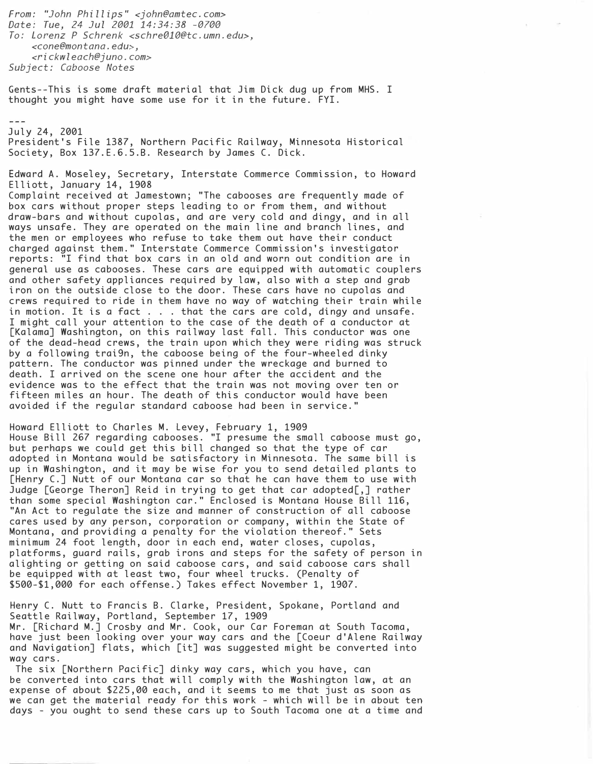*From: "John Phillips" <john@amtec.com>*
*Date: Tue, 24 Jul 2001 14:34:38 -0700*
*To: Lorenz P Schrenk <schre010@tc.umn.edu>,*
*<cone@montana.edu>,*
*<rickwleach@juno.com>*
*Subject: Caboose Notes*

Gents--This is some draft material that Jim Dick dug up from MHS. I thought you might have some use for it in the future. FYI.

---
July 24, 2001
President's File 1387, Northern Pacific Railway, Minnesota Historical Society, Box 137.E.6.5.B. Research by James C. Dick.

Edward A. Moseley, Secretary, Interstate Commerce Commission, to Howard Elliott, January 14, 1908
Complaint received at Jamestown; "The cabooses are frequently made of box cars without proper steps leading to or from them, and without draw-bars and without cupolas, and are very cold and dingy, and in all ways unsafe. They are operated on the main line and branch lines, and the men or employees who refuse to take them out have their conduct charged against them." Interstate Commerce Commission's investigator reports: "I find that box cars in an old and worn out condition are in general use as cabooses. These cars are equipped with automatic couplers and other safety appliances required by law, also with a step and grab iron on the outside close to the door. These cars have no cupolas and crews required to ride in them have no way of watching their train while in motion. It is a fact . . . that the cars are cold, dingy and unsafe. I might call your attention to the case of the death of a conductor at [Kalama] Washington, on this railway last fall. This conductor was one of the dead-head crews, the train upon which they were riding was struck by a following trai9n, the caboose being of the four-wheeled dinky pattern. The conductor was pinned under the wreckage and burned to death. I arrived on the scene one hour after the accident and the evidence was to the effect that the train was not moving over ten or fifteen miles an hour. The death of this conductor would have been avoided if the regular standard caboose had been in service."

Howard Elliott to Charles M. Levey, February 1, 1909
House Bill 267 regarding cabooses. "I presume the small caboose must go, but perhaps we could get this bill changed so that the type of car adopted in Montana would be satisfactory in Minnesota. The same bill is up in Washington, and it may be wise for you to send detailed plants to [Henry C.] Nutt of our Montana car so that he can have them to use with Judge [George Theron] Reid in trying to get that car adopted[,] rather than some special Washington car." Enclosed is Montana House Bill 116, "An Act to regulate the size and manner of construction of all caboose cares used by any person, corporation or company, within the State of Montana, and providing a penalty for the violation thereof." Sets minimum 24 foot length, door in each end, water closes, cupolas, platforms, guard rails, grab irons and steps for the safety of person in alighting or getting on said caboose cars, and said caboose cars shall be equipped with at least two, four wheel trucks. (Penalty of $500-$1,000 for each offense.) Takes effect November 1, 1907.

Henry C. Nutt to Francis B. Clarke, President, Spokane, Portland and Seattle Railway, Portland, September 17, 1909
Mr. [Richard M.] Crosby and Mr. Cook, our Car Foreman at South Tacoma, have just been looking over your way cars and the [Coeur d'Alene Railway and Navigation] flats, which [it] was suggested might be converted into way cars.
The six [Northern Pacific] dinky way cars, which you have, can be converted into cars that will comply with the Washington law, at an expense of about $225,00 each, and it seems to me that just as soon as we can get the material ready for this work - which will be in about ten days - you ought to send these cars up to South Tacoma one at a time and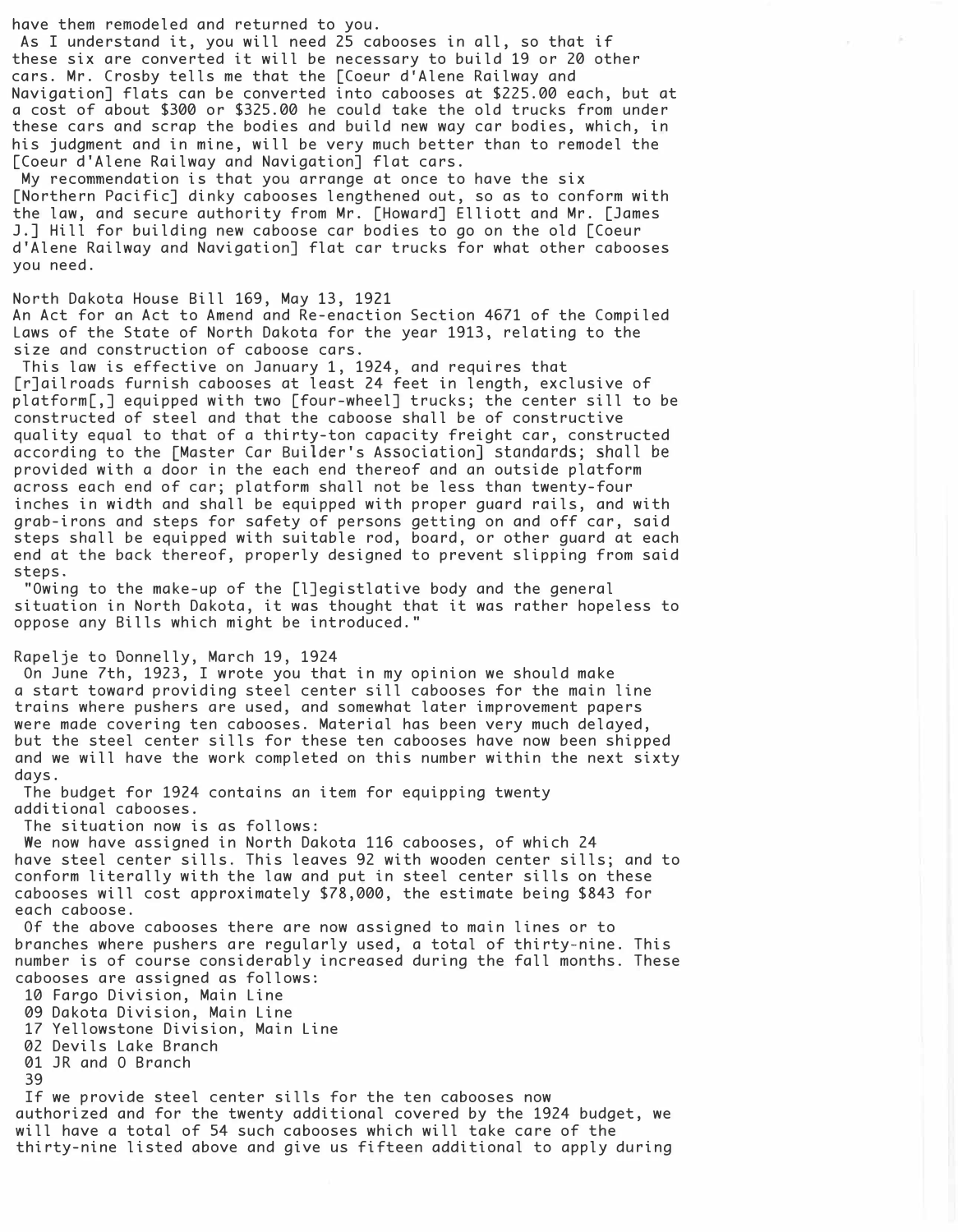have them remodeled and returned to you.

As I understand it, you will need 25 cabooses in all, so that if these six are converted it will be necessary to build 19 or 20 other cars. Mr. Crosby tells me that the [Coeur d'Alene Railway and Navigation] flats can be converted into cabooses at $225.00 each, but at a cost of about $300 or $325.00 he could take the old trucks from under these cars and scrap the bodies and build new way car bodies, which, in his judgment and in mine, will be very much better than to remodel the [Coeur d'Alene Railway and Navigation] flat cars.

My recommendation is that you arrange at once to have the six [Northern Pacific] dinky cabooses lengthened out, so as to conform with the law, and secure authority from Mr. [Howard] Elliott and Mr. [James J.] Hill for building new caboose car bodies to go on the old [Coeur d'Alene Railway and Navigation] flat car trucks for what other cabooses you need.

North Dakota House Bill 169, May 13, 1921

An Act for an Act to Amend and Re-enaction Section 4671 of the Compiled Laws of the State of North Dakota for the year 1913, relating to the size and construction of caboose cars.

This law is effective on January 1, 1924, and requires that [r]ailroads furnish cabooses at least 24 feet in length, exclusive of platform[,] equipped with two [four-wheel] trucks; the center sill to be constructed of steel and that the caboose shall be of constructive quality equal to that of a thirty-ton capacity freight car, constructed according to the [Master Car Builder's Association] standards; shall be provided with a door in the each end thereof and an outside platform across each end of car; platform shall not be less than twenty-four inches in width and shall be equipped with proper guard rails, and with grab-irons and steps for safety of persons getting on and off car, said steps shall be equipped with suitable rod, board, or other guard at each end at the back thereof, properly designed to prevent slipping from said steps.

"Owing to the make-up of the [l]egistlative body and the general situation in North Dakota, it was thought that it was rather hopeless to oppose any Bills which might be introduced."

Rapelje to Donnelly, March 19, 1924

On June 7th, 1923, I wrote you that in my opinion we should make a start toward providing steel center sill cabooses for the main line trains where pushers are used, and somewhat later improvement papers were made covering ten cabooses. Material has been very much delayed, but the steel center sills for these ten cabooses have now been shipped and we will have the work completed on this number within the next sixty days.

The budget for 1924 contains an item for equipping twenty additional cabooses.

The situation now is as follows:

We now have assigned in North Dakota 116 cabooses, of which 24 have steel center sills. This leaves 92 with wooden center sills; and to conform literally with the law and put in steel center sills on these cabooses will cost approximately $78,000, the estimate being $843 for each caboose.

Of the above cabooses there are now assigned to main lines or to branches where pushers are regularly used, a total of thirty-nine. This number is of course considerably increased during the fall months. These cabooses are assigned as follows:

10 Fargo Division, Main Line
09 Dakota Division, Main Line
17 Yellowstone Division, Main Line
02 Devils Lake Branch
01 JR and O Branch
39

If we provide steel center sills for the ten cabooses now authorized and for the twenty additional covered by the 1924 budget, we will have a total of 54 such cabooses which will take care of the thirty-nine listed above and give us fifteen additional to apply during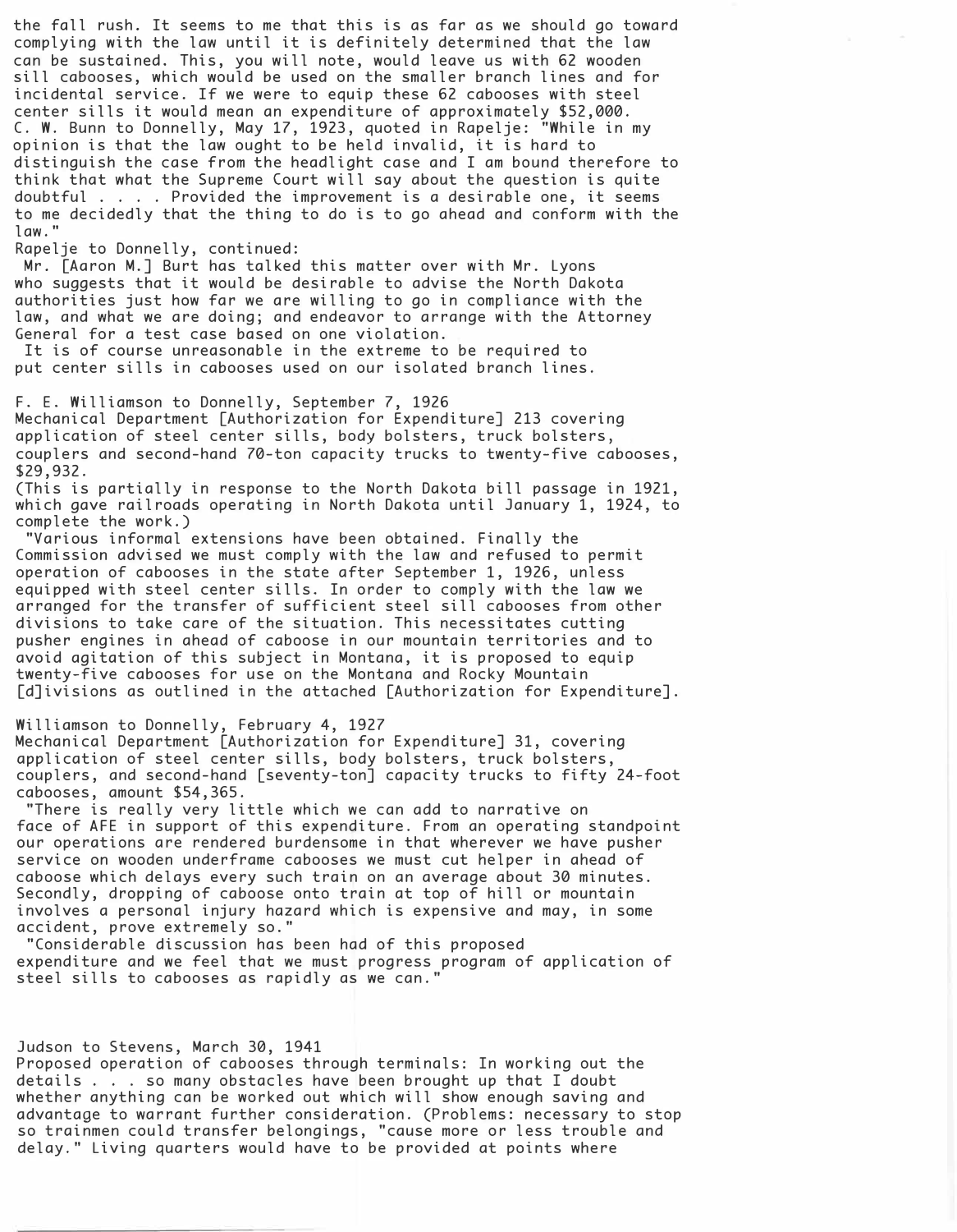the fall rush. It seems to me that this is as far as we should go toward complying with the law until it is definitely determined that the law can be sustained. This, you will note, would leave us with 62 wooden sill cabooses, which would be used on the smaller branch lines and for incidental service. If we were to equip these 62 cabooses with steel center sills it would mean an expenditure of approximately $52,000.

C. W. Bunn to Donnelly, May 17, 1923, quoted in Rapelje: "While in my opinion is that the law ought to be held invalid, it is hard to distinguish the case from the headlight case and I am bound therefore to think that what the Supreme Court will say about the question is quite doubtful . . . . Provided the improvement is a desirable one, it seems to me decidedly that the thing to do is to go ahead and conform with the law."

Rapelje to Donnelly, continued:

Mr. [Aaron M.] Burt has talked this matter over with Mr. Lyons who suggests that it would be desirable to advise the North Dakota authorities just how far we are willing to go in compliance with the law, and what we are doing; and endeavor to arrange with the Attorney General for a test case based on one violation.

It is of course unreasonable in the extreme to be required to put center sills in cabooses used on our isolated branch lines.

F. E. Williamson to Donnelly, September 7, 1926

Mechanical Department [Authorization for Expenditure] 213 covering application of steel center sills, body bolsters, truck bolsters, couplers and second-hand 70-ton capacity trucks to twenty-five cabooses, $29,932.

(This is partially in response to the North Dakota bill passage in 1921, which gave railroads operating in North Dakota until January 1, 1924, to complete the work.)

"Various informal extensions have been obtained. Finally the Commission advised we must comply with the law and refused to permit operation of cabooses in the state after September 1, 1926, unless equipped with steel center sills. In order to comply with the law we arranged for the transfer of sufficient steel sill cabooses from other divisions to take care of the situation. This necessitates cutting pusher engines in ahead of caboose in our mountain territories and to avoid agitation of this subject in Montana, it is proposed to equip twenty-five cabooses for use on the Montana and Rocky Mountain [d]ivisions as outlined in the attached [Authorization for Expenditure].

Williamson to Donnelly, February 4, 1927

Mechanical Department [Authorization for Expenditure] 31, covering application of steel center sills, body bolsters, truck bolsters, couplers, and second-hand [seventy-ton] capacity trucks to fifty 24-foot cabooses, amount $54,365.

"There is really very little which we can add to narrative on face of AFE in support of this expenditure. From an operating standpoint our operations are rendered burdensome in that wherever we have pusher service on wooden underframe cabooses we must cut helper in ahead of caboose which delays every such train on an average about 30 minutes. Secondly, dropping of caboose onto train at top of hill or mountain involves a personal injury hazard which is expensive and may, in some accident, prove extremely so."

"Considerable discussion has been had of this proposed expenditure and we feel that we must progress program of application of steel sills to cabooses as rapidly as we can."

Judson to Stevens, March 30, 1941

Proposed operation of cabooses through terminals: In working out the details . . . so many obstacles have been brought up that I doubt whether anything can be worked out which will show enough saving and advantage to warrant further consideration. (Problems: necessary to stop so trainmen could transfer belongings, "cause more or less trouble and delay." Living quarters would have to be provided at points where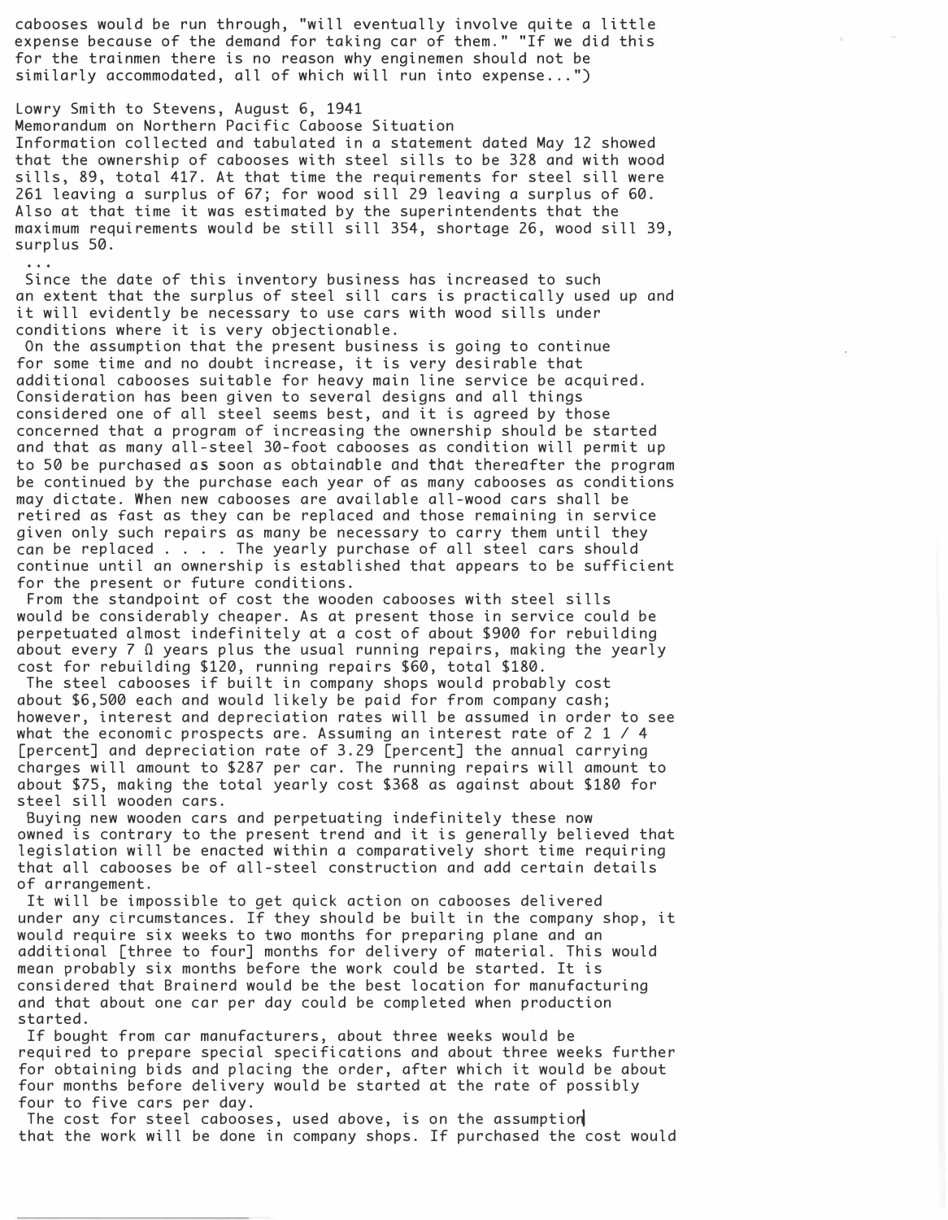cabooses would be run through, "will eventually involve quite a little expense because of the demand for taking car of them." "If we did this for the trainmen there is no reason why enginemen should not be similarly accommodated, all of which will run into expense...")

Lowry Smith to Stevens, August 6, 1941
Memorandum on Northern Pacific Caboose Situation
Information collected and tabulated in a statement dated May 12 showed that the ownership of cabooses with steel sills to be 328 and with wood sills, 89, total 417. At that time the requirements for steel sill were 261 leaving a surplus of 67; for wood sill 29 leaving a surplus of 60. Also at that time it was estimated by the superintendents that the maximum requirements would be still sill 354, shortage 26, wood sill 39, surplus 50.

...

Since the date of this inventory business has increased to such an extent that the surplus of steel sill cars is practically used up and it will evidently be necessary to use cars with wood sills under conditions where it is very objectionable.

On the assumption that the present business is going to continue for some time and no doubt increase, it is very desirable that additional cabooses suitable for heavy main line service be acquired. Consideration has been given to several designs and all things considered one of all steel seems best, and it is agreed by those concerned that a program of increasing the ownership should be started and that as many all-steel 30-foot cabooses as condition will permit up to 50 be purchased as soon as obtainable and that thereafter the program be continued by the purchase each year of as many cabooses as conditions may dictate. When new cabooses are available all-wood cars shall be retired as fast as they can be replaced and those remaining in service given only such repairs as many be necessary to carry them until they can be replaced . . . . The yearly purchase of all steel cars should continue until an ownership is established that appears to be sufficient for the present or future conditions.

From the standpoint of cost the wooden cabooses with steel sills would be considerably cheaper. As at present those in service could be perpetuated almost indefinitely at a cost of about $900 for rebuilding about every 7 Ω years plus the usual running repairs, making the yearly cost for rebuilding $120, running repairs $60, total $180.

The steel cabooses if built in company shops would probably cost about $6,500 each and would likely be paid for from company cash; however, interest and depreciation rates will be assumed in order to see what the economic prospects are. Assuming an interest rate of 2 1 / 4 [percent] and depreciation rate of 3.29 [percent] the annual carrying charges will amount to $287 per car. The running repairs will amount to about $75, making the total yearly cost $368 as against about $180 for steel sill wooden cars.

Buying new wooden cars and perpetuating indefinitely these now owned is contrary to the present trend and it is generally believed that legislation will be enacted within a comparatively short time requiring that all cabooses be of all-steel construction and add certain details of arrangement.

It will be impossible to get quick action on cabooses delivered under any circumstances. If they should be built in the company shop, it would require six weeks to two months for preparing plane and an additional [three to four] months for delivery of material. This would mean probably six months before the work could be started. It is considered that Brainerd would be the best location for manufacturing and that about one car per day could be completed when production started.

If bought from car manufacturers, about three weeks would be required to prepare special specifications and about three weeks further for obtaining bids and placing the order, after which it would be about four months before delivery would be started at the rate of possibly four to five cars per day.

The cost for steel cabooses, used above, is on the assumption that the work will be done in company shops. If purchased the cost would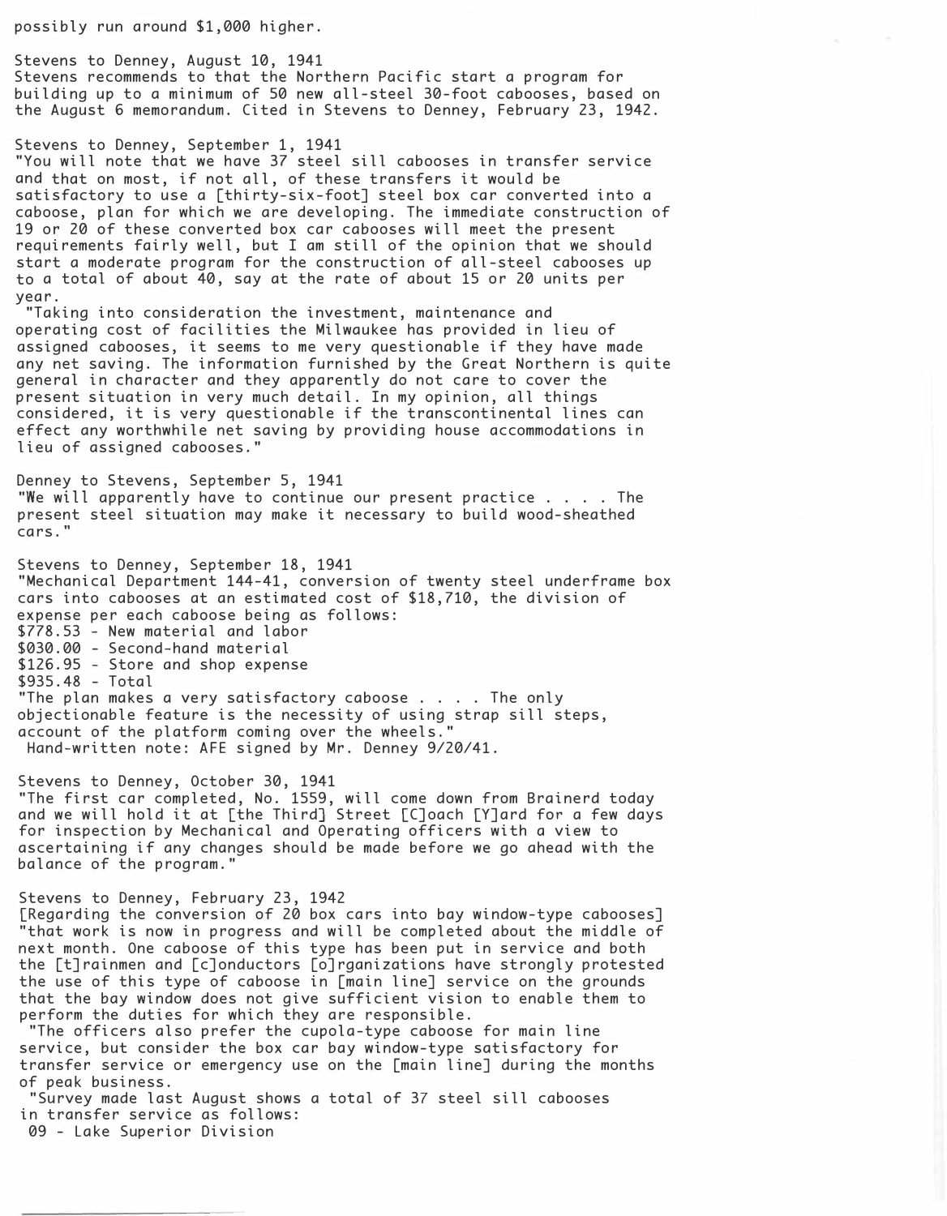possibly run around $1,000 higher.

Stevens to Denney, August 10, 1941
Stevens recommends to that the Northern Pacific start a program for building up to a minimum of 50 new all-steel 30-foot cabooses, based on the August 6 memorandum. Cited in Stevens to Denney, February 23, 1942.

Stevens to Denney, September 1, 1941
"You will note that we have 37 steel sill cabooses in transfer service and that on most, if not all, of these transfers it would be satisfactory to use a [thirty-six-foot] steel box car converted into a caboose, plan for which we are developing. The immediate construction of 19 or 20 of these converted box car cabooses will meet the present requirements fairly well, but I am still of the opinion that we should start a moderate program for the construction of all-steel cabooses up to a total of about 40, say at the rate of about 15 or 20 units per year.

"Taking into consideration the investment, maintenance and operating cost of facilities the Milwaukee has provided in lieu of assigned cabooses, it seems to me very questionable if they have made any net saving. The information furnished by the Great Northern is quite general in character and they apparently do not care to cover the present situation in very much detail. In my opinion, all things considered, it is very questionable if the transcontinental lines can effect any worthwhile net saving by providing house accommodations in lieu of assigned cabooses."

Denney to Stevens, September 5, 1941
"We will apparently have to continue our present practice . . . . The present steel situation may make it necessary to build wood-sheathed cars."

Stevens to Denney, September 18, 1941
"Mechanical Department 144-41, conversion of twenty steel underframe box cars into cabooses at an estimated cost of $18,710, the division of expense per each caboose being as follows:
$778.53 - New material and labor
$030.00 - Second-hand material
$126.95 - Store and shop expense
$935.48 - Total
"The plan makes a very satisfactory caboose . . . . The only objectionable feature is the necessity of using strap sill steps, account of the platform coming over the wheels."
Hand-written note: AFE signed by Mr. Denney 9/20/41.

Stevens to Denney, October 30, 1941
"The first car completed, No. 1559, will come down from Brainerd today and we will hold it at [the Third] Street [C]oach [Y]ard for a few days for inspection by Mechanical and Operating officers with a view to ascertaining if any changes should be made before we go ahead with the balance of the program."

Stevens to Denney, February 23, 1942
[Regarding the conversion of 20 box cars into bay window-type cabooses] "that work is now in progress and will be completed about the middle of next month. One caboose of this type has been put in service and both the [t]rainmen and [c]onductors [o]rganizations have strongly protested the use of this type of caboose in [main line] service on the grounds that the bay window does not give sufficient vision to enable them to perform the duties for which they are responsible.

"The officers also prefer the cupola-type caboose for main line service, but consider the box car bay window-type satisfactory for transfer service or emergency use on the [main line] during the months of peak business.

"Survey made last August shows a total of 37 steel sill cabooses in transfer service as follows:
09 - Lake Superior Division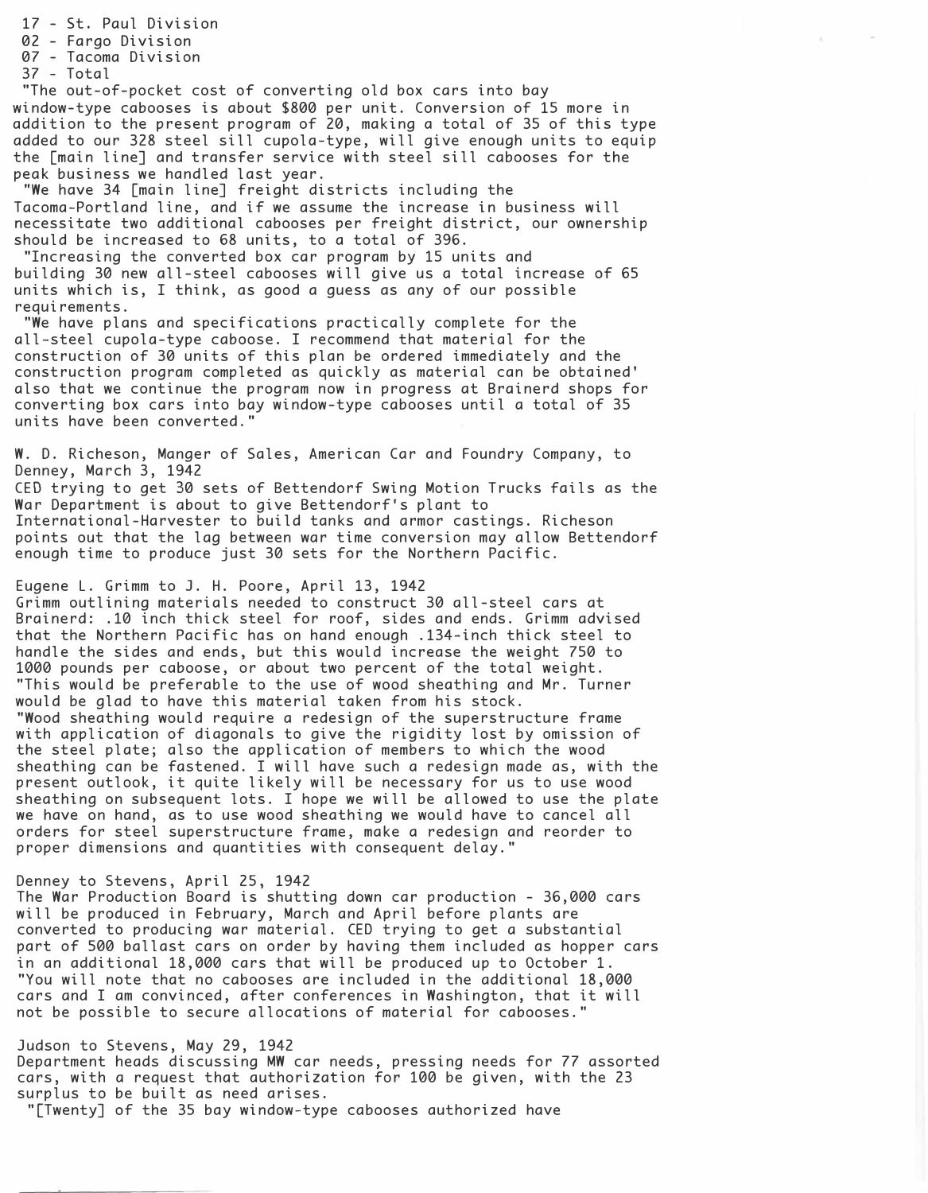17 - St. Paul Division
02 - Fargo Division
07 - Tacoma Division
37 - Total

"The out-of-pocket cost of converting old box cars into bay window-type cabooses is about $800 per unit. Conversion of 15 more in addition to the present program of 20, making a total of 35 of this type added to our 328 steel sill cupola-type, will give enough units to equip the [main line] and transfer service with steel sill cabooses for the peak business we handled last year.

"We have 34 [main line] freight districts including the Tacoma-Portland line, and if we assume the increase in business will necessitate two additional cabooses per freight district, our ownership should be increased to 68 units, to a total of 396.

"Increasing the converted box car program by 15 units and building 30 new all-steel cabooses will give us a total increase of 65 units which is, I think, as good a guess as any of our possible requirements.

"We have plans and specifications practically complete for the all-steel cupola-type caboose. I recommend that material for the construction of 30 units of this plan be ordered immediately and the construction program completed as quickly as material can be obtained' also that we continue the program now in progress at Brainerd shops for converting box cars into bay window-type cabooses until a total of 35 units have been converted."

W. D. Richeson, Manger of Sales, American Car and Foundry Company, to Denney, March 3, 1942
CED trying to get 30 sets of Bettendorf Swing Motion Trucks fails as the War Department is about to give Bettendorf's plant to International-Harvester to build tanks and armor castings. Richeson points out that the lag between war time conversion may allow Bettendorf enough time to produce just 30 sets for the Northern Pacific.

Eugene L. Grimm to J. H. Poore, April 13, 1942
Grimm outlining materials needed to construct 30 all-steel cars at Brainerd: .10 inch thick steel for roof, sides and ends. Grimm advised that the Northern Pacific has on hand enough .134-inch thick steel to handle the sides and ends, but this would increase the weight 750 to 1000 pounds per caboose, or about two percent of the total weight.
"This would be preferable to the use of wood sheathing and Mr. Turner would be glad to have this material taken from his stock.
"Wood sheathing would require a redesign of the superstructure frame with application of diagonals to give the rigidity lost by omission of the steel plate; also the application of members to which the wood sheathing can be fastened. I will have such a redesign made as, with the present outlook, it quite likely will be necessary for us to use wood sheathing on subsequent lots. I hope we will be allowed to use the plate we have on hand, as to use wood sheathing we would have to cancel all orders for steel superstructure frame, make a redesign and reorder to proper dimensions and quantities with consequent delay."

Denney to Stevens, April 25, 1942
The War Production Board is shutting down car production - 36,000 cars will be produced in February, March and April before plants are converted to producing war material. CED trying to get a substantial part of 500 ballast cars on order by having them included as hopper cars in an additional 18,000 cars that will be produced up to October 1.
"You will note that no cabooses are included in the additional 18,000 cars and I am convinced, after conferences in Washington, that it will not be possible to secure allocations of material for cabooses."

Judson to Stevens, May 29, 1942
Department heads discussing MW car needs, pressing needs for 77 assorted cars, with a request that authorization for 100 be given, with the 23 surplus to be built as need arises.
"[Twenty] of the 35 bay window-type cabooses authorized have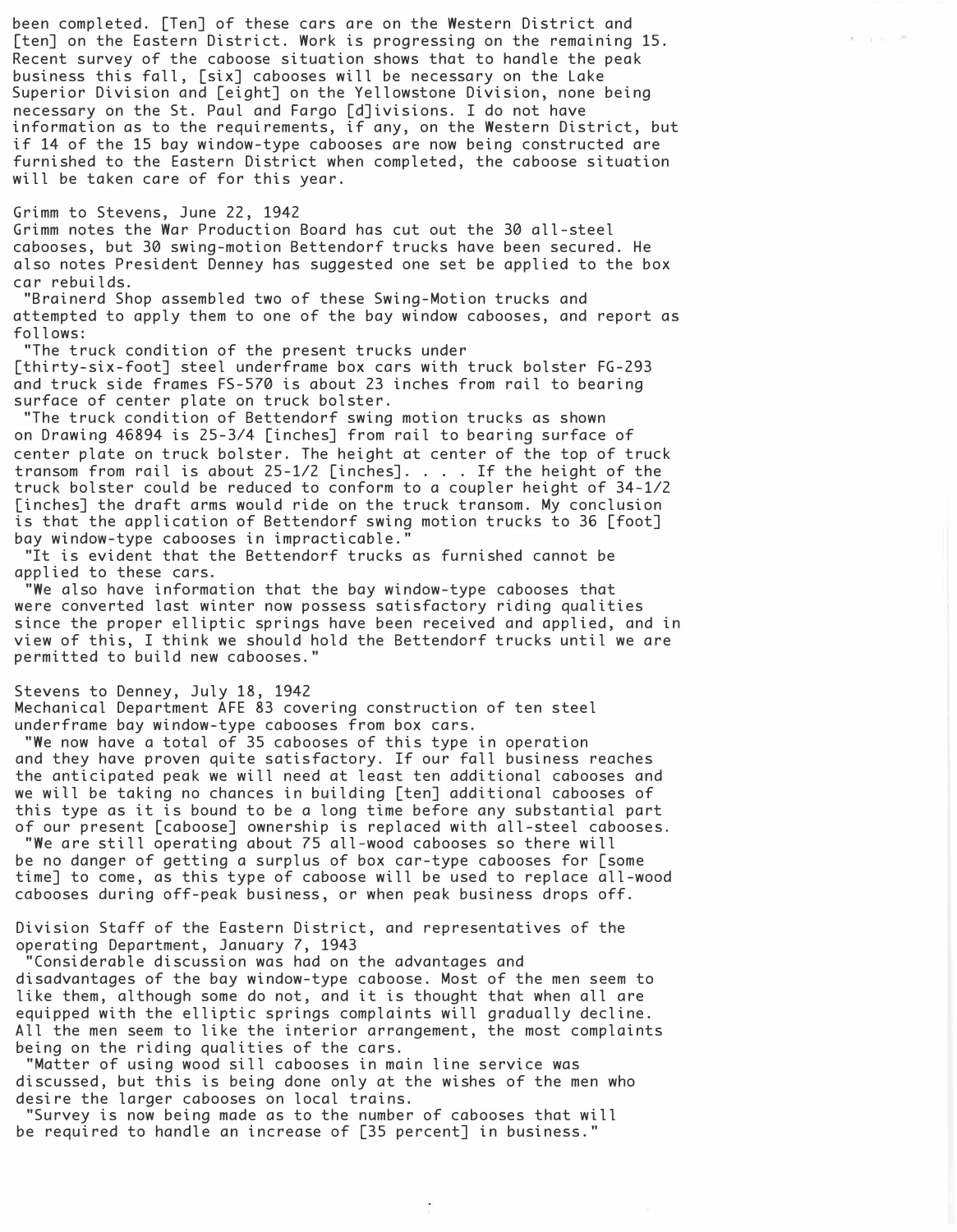been completed. [Ten] of these cars are on the Western District and [ten] on the Eastern District. Work is progressing on the remaining 15. Recent survey of the caboose situation shows that to handle the peak business this fall, [six] cabooses will be necessary on the Lake Superior Division and [eight] on the Yellowstone Division, none being necessary on the St. Paul and Fargo [d]ivisions. I do not have information as to the requirements, if any, on the Western District, but if 14 of the 15 bay window-type cabooses are now being constructed are furnished to the Eastern District when completed, the caboose situation will be taken care of for this year.

Grimm to Stevens, June 22, 1942
Grimm notes the War Production Board has cut out the 30 all-steel cabooses, but 30 swing-motion Bettendorf trucks have been secured. He also notes President Denney has suggested one set be applied to the box car rebuilds.

"Brainerd Shop assembled two of these Swing-Motion trucks and attempted to apply them to one of the bay window cabooses, and report as follows:

"The truck condition of the present trucks under [thirty-six-foot] steel underframe box cars with truck bolster FG-293 and truck side frames FS-570 is about 23 inches from rail to bearing surface of center plate on truck bolster.

"The truck condition of Bettendorf swing motion trucks as shown on Drawing 46894 is 25-3/4 [inches] from rail to bearing surface of center plate on truck bolster. The height at center of the top of truck transom from rail is about 25-1/2 [inches]. . . . If the height of the truck bolster could be reduced to conform to a coupler height of 34-1/2 [inches] the draft arms would ride on the truck transom. My conclusion is that the application of Bettendorf swing motion trucks to 36 [foot] bay window-type cabooses in impracticable."

"It is evident that the Bettendorf trucks as furnished cannot be applied to these cars.

"We also have information that the bay window-type cabooses that were converted last winter now possess satisfactory riding qualities since the proper elliptic springs have been received and applied, and in view of this, I think we should hold the Bettendorf trucks until we are permitted to build new cabooses."

Stevens to Denney, July 18, 1942
Mechanical Department AFE 83 covering construction of ten steel underframe bay window-type cabooses from box cars.

"We now have a total of 35 cabooses of this type in operation and they have proven quite satisfactory. If our fall business reaches the anticipated peak we will need at least ten additional cabooses and we will be taking no chances in building [ten] additional cabooses of this type as it is bound to be a long time before any substantial part of our present [caboose] ownership is replaced with all-steel cabooses.

"We are still operating about 75 all-wood cabooses so there will be no danger of getting a surplus of box car-type cabooses for [some time] to come, as this type of caboose will be used to replace all-wood cabooses during off-peak business, or when peak business drops off.

Division Staff of the Eastern District, and representatives of the operating Department, January 7, 1943

"Considerable discussion was had on the advantages and disadvantages of the bay window-type caboose. Most of the men seem to like them, although some do not, and it is thought that when all are equipped with the elliptic springs complaints will gradually decline. All the men seem to like the interior arrangement, the most complaints being on the riding qualities of the cars.

"Matter of using wood sill cabooses in main line service was discussed, but this is being done only at the wishes of the men who desire the larger cabooses on local trains.

"Survey is now being made as to the number of cabooses that will be required to handle an increase of [35 percent] in business."